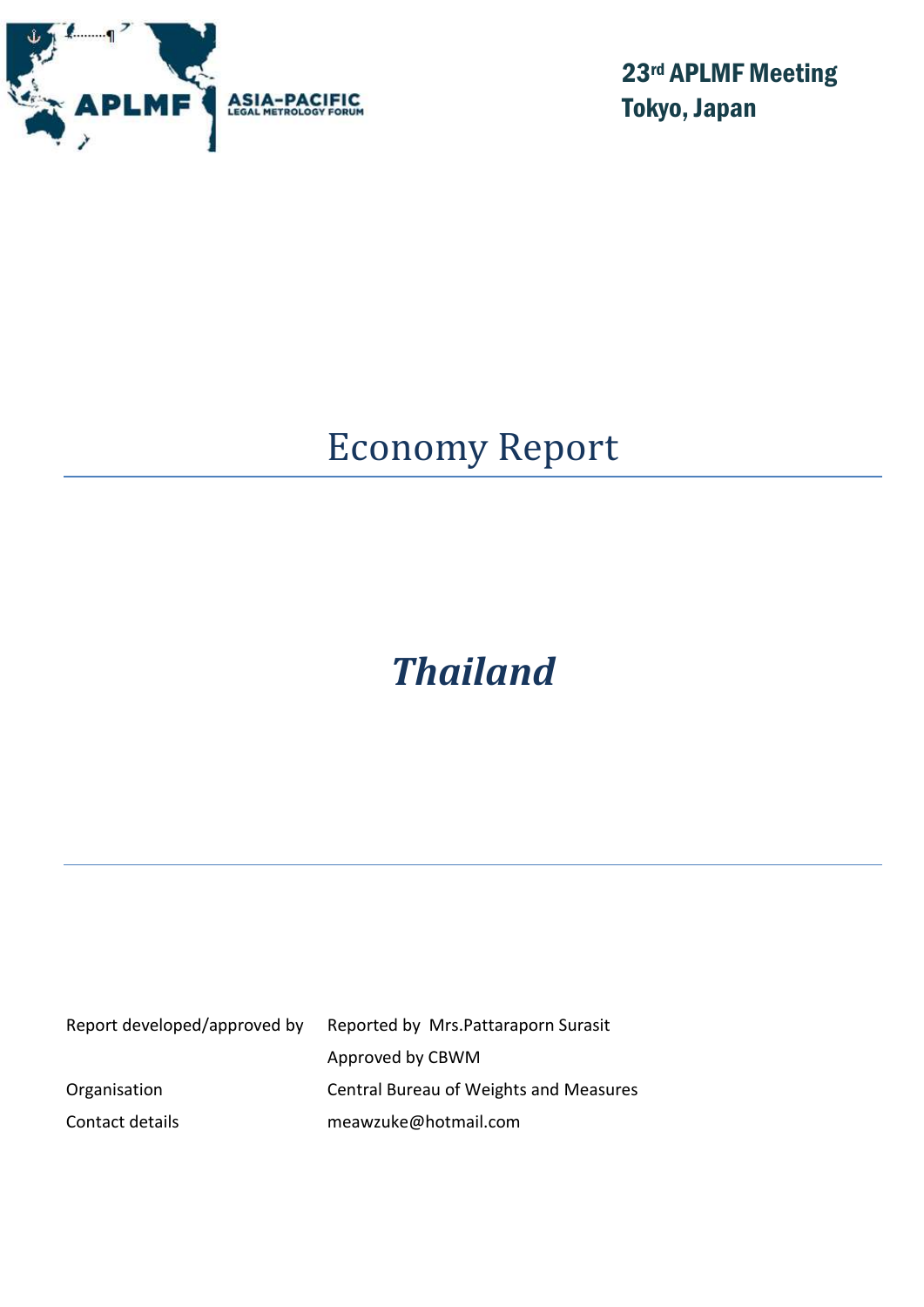ASIA-PACIFIC LEGAL METROLOGY FORUM

**23rd APLMF Meeting**
**Tokyo, Japan**

# Economy Report

## *Thailand*

| | |
|---|---|
| Report developed/approved by | Reported by Mrs.Pattaraporn Surasit |
| | Approved by CBWM |
| Organisation | Central Bureau of Weights and Measures |
| Contact details | meawzuke@hotmail.com |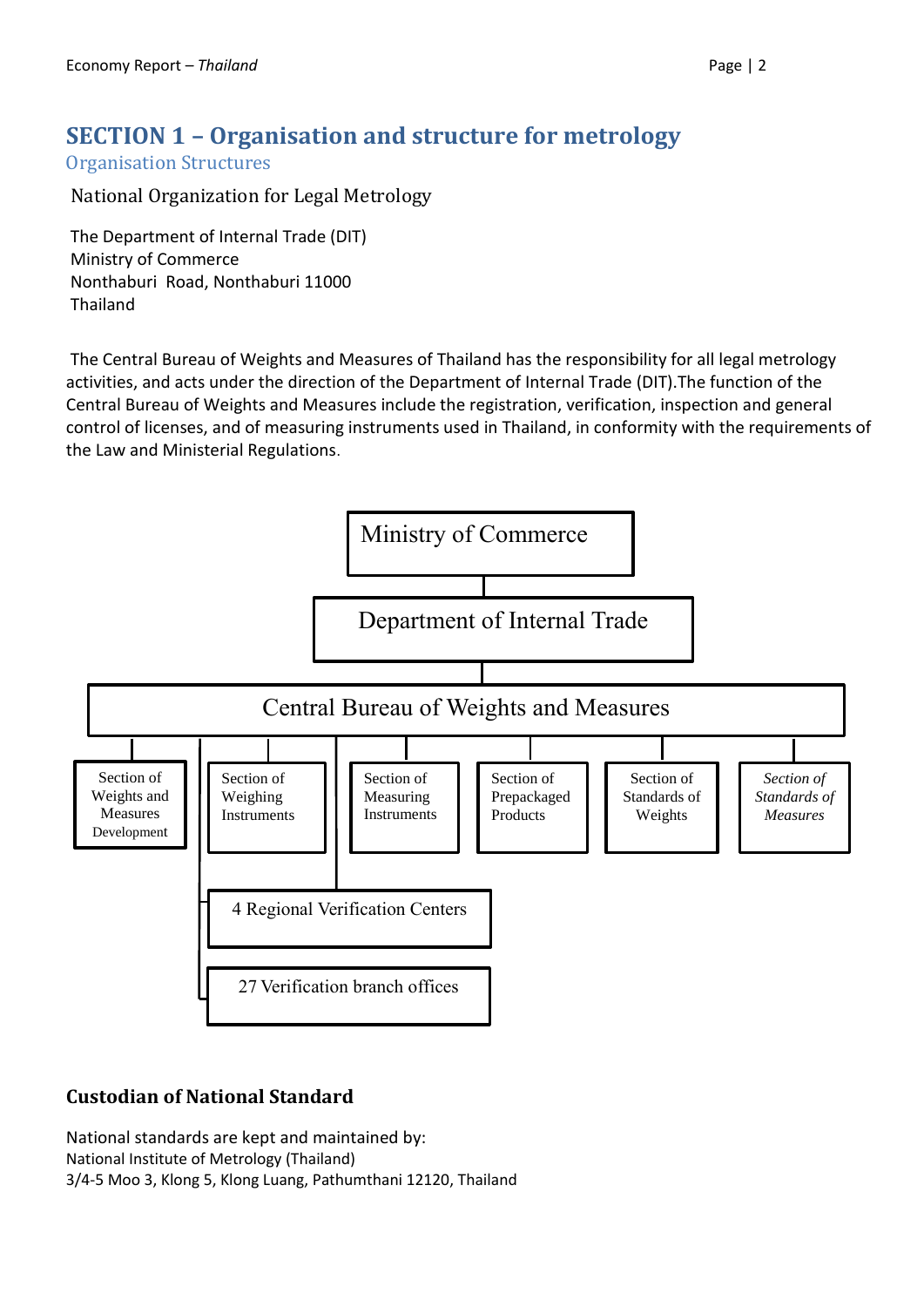# SECTION 1 – Organisation and structure for metrology

## Organisation Structures

National Organization for Legal Metrology

The Department of Internal Trade (DIT)
Ministry of Commerce
Nonthaburi Road, Nonthaburi 11000
Thailand

The Central Bureau of Weights and Measures of Thailand has the responsibility for all legal metrology activities, and acts under the direction of the Department of Internal Trade (DIT).The function of the Central Bureau of Weights and Measures include the registration, verification, inspection and general control of licenses, and of measuring instruments used in Thailand, in conformity with the requirements of the Law and Ministerial Regulations.

- Ministry of Commerce
  - Department of Internal Trade
    - Central Bureau of Weights and Measures
      - Section of Weights and Measures Development
      - Section of Weighing Instruments
      - Section of Measuring Instruments
      - Section of Prepackaged Products
      - Section of Standards of Weights
      - *Section of Standards of Measures*
      - 4 Regional Verification Centers
      - 27 Verification branch offices

### Custodian of National Standard

National standards are kept and maintained by:
National Institute of Metrology (Thailand)
3/4-5 Moo 3, Klong 5, Klong Luang, Pathumthani 12120, Thailand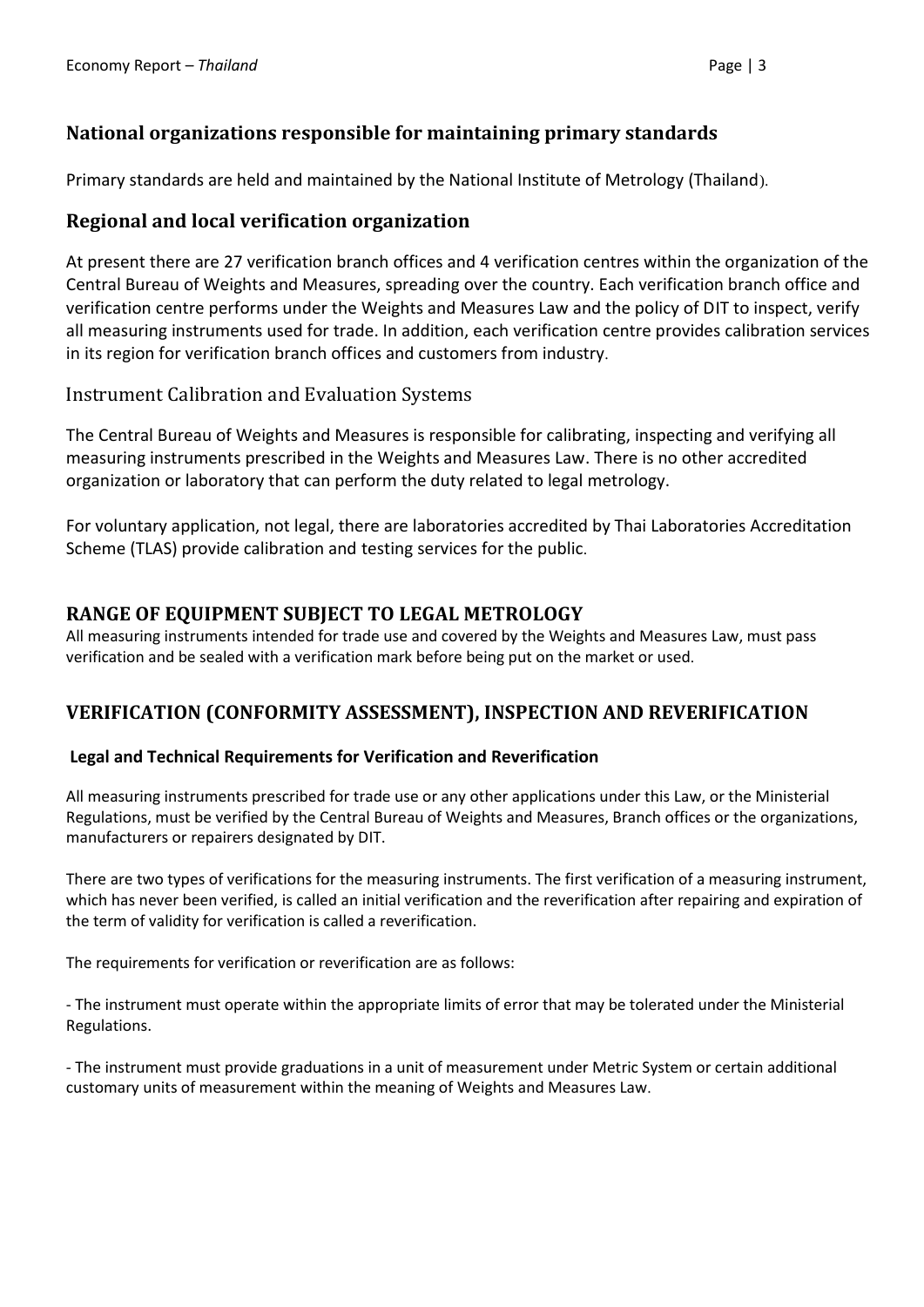## National organizations responsible for maintaining primary standards

Primary standards are held and maintained by the National Institute of Metrology (Thailand).

## Regional and local verification organization

At present there are 27 verification branch offices and 4 verification centres within the organization of the Central Bureau of Weights and Measures, spreading over the country. Each verification branch office and verification centre performs under the Weights and Measures Law and the policy of DIT to inspect, verify all measuring instruments used for trade. In addition, each verification centre provides calibration services in its region for verification branch offices and customers from industry.

### Instrument Calibration and Evaluation Systems

The Central Bureau of Weights and Measures is responsible for calibrating, inspecting and verifying all measuring instruments prescribed in the Weights and Measures Law. There is no other accredited organization or laboratory that can perform the duty related to legal metrology.

For voluntary application, not legal, there are laboratories accredited by Thai Laboratories Accreditation Scheme (TLAS) provide calibration and testing services for the public.

## RANGE OF EQUIPMENT SUBJECT TO LEGAL METROLOGY

All measuring instruments intended for trade use and covered by the Weights and Measures Law, must pass verification and be sealed with a verification mark before being put on the market or used.

## VERIFICATION (CONFORMITY ASSESSMENT), INSPECTION AND REVERIFICATION

### Legal and Technical Requirements for Verification and Reverification

All measuring instruments prescribed for trade use or any other applications under this Law, or the Ministerial Regulations, must be verified by the Central Bureau of Weights and Measures, Branch offices or the organizations, manufacturers or repairers designated by DIT.

There are two types of verifications for the measuring instruments. The first verification of a measuring instrument, which has never been verified, is called an initial verification and the reverification after repairing and expiration of the term of validity for verification is called a reverification.

The requirements for verification or reverification are as follows:

- The instrument must operate within the appropriate limits of error that may be tolerated under the Ministerial Regulations.

- The instrument must provide graduations in a unit of measurement under Metric System or certain additional customary units of measurement within the meaning of Weights and Measures Law.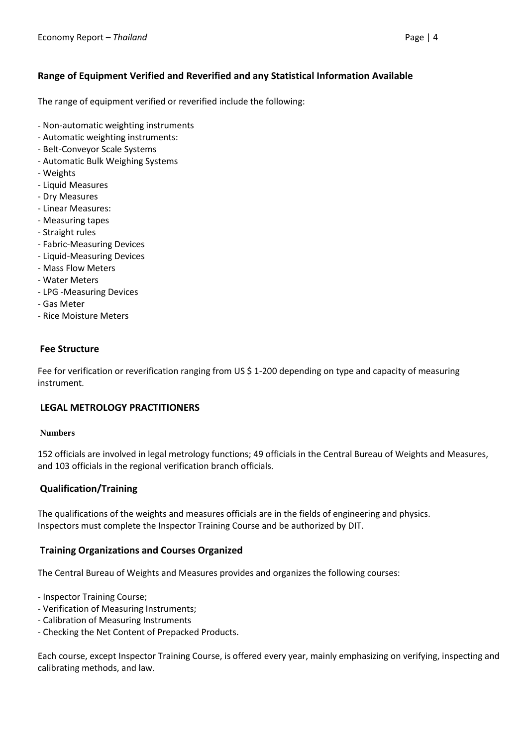## Range of Equipment Verified and Reverified and any Statistical Information Available

The range of equipment verified or reverified include the following:

- Non-automatic weighting instruments
- Automatic weighting instruments:
- Belt-Conveyor Scale Systems
- Automatic Bulk Weighing Systems
- Weights
- Liquid Measures
- Dry Measures
- Linear Measures:
- Measuring tapes
- Straight rules
- Fabric-Measuring Devices
- Liquid-Measuring Devices
- Mass Flow Meters
- Water Meters
- LPG -Measuring Devices
- Gas Meter
- Rice Moisture Meters

## Fee Structure

Fee for verification or reverification ranging from US $ 1-200 depending on type and capacity of measuring instrument.

## LEGAL METROLOGY PRACTITIONERS

### Numbers

152 officials are involved in legal metrology functions; 49 officials in the Central Bureau of Weights and Measures, and 103 officials in the regional verification branch officials.

## Qualification/Training

The qualifications of the weights and measures officials are in the fields of engineering and physics. Inspectors must complete the Inspector Training Course and be authorized by DIT.

## Training Organizations and Courses Organized

The Central Bureau of Weights and Measures provides and organizes the following courses:

- Inspector Training Course;
- Verification of Measuring Instruments;
- Calibration of Measuring Instruments
- Checking the Net Content of Prepacked Products.

Each course, except Inspector Training Course, is offered every year, mainly emphasizing on verifying, inspecting and calibrating methods, and law.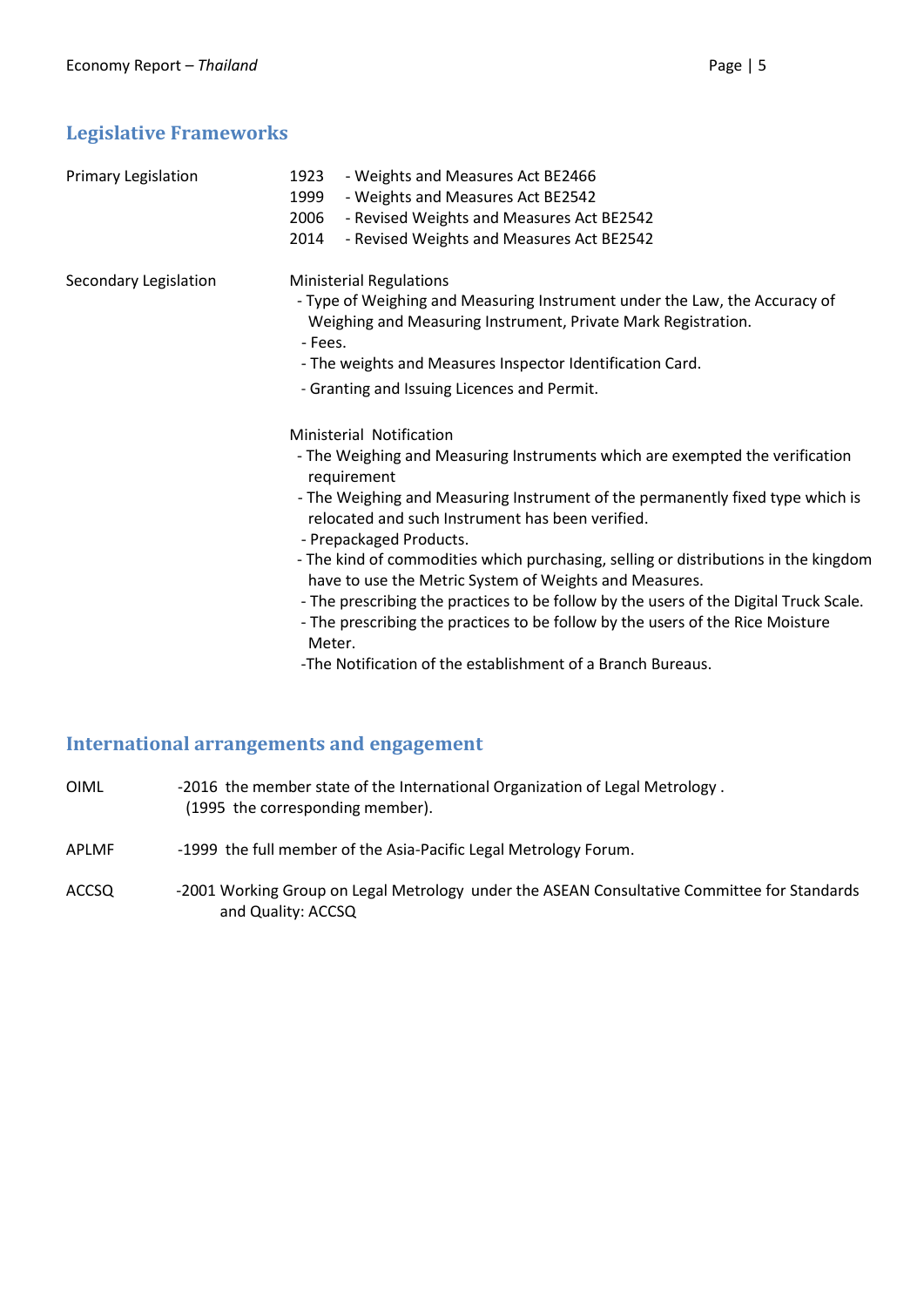## Legislative Frameworks

**Primary Legislation**

- 1923 - Weights and Measures Act BE2466
- 1999 - Weights and Measures Act BE2542
- 2006 - Revised Weights and Measures Act BE2542
- 2014 - Revised Weights and Measures Act BE2542

**Secondary Legislation**

Ministerial Regulations

- Type of Weighing and Measuring Instrument under the Law, the Accuracy of Weighing and Measuring Instrument, Private Mark Registration.
- Fees.
- The weights and Measures Inspector Identification Card.
- Granting and Issuing Licences and Permit.

Ministerial Notification

- The Weighing and Measuring Instruments which are exempted the verification requirement
- The Weighing and Measuring Instrument of the permanently fixed type which is relocated and such Instrument has been verified.
- Prepackaged Products.
- The kind of commodities which purchasing, selling or distributions in the kingdom have to use the Metric System of Weights and Measures.
- The prescribing the practices to be follow by the users of the Digital Truck Scale.
- The prescribing the practices to be follow by the users of the Rice Moisture Meter.
- The Notification of the establishment of a Branch Bureaus.

## International arrangements and engagement

**OIML** - 2016 the member state of the International Organization of Legal Metrology . (1995 the corresponding member).

**APLMF** - 1999 the full member of the Asia-Pacific Legal Metrology Forum.

**ACCSQ** - 2001 Working Group on Legal Metrology under the ASEAN Consultative Committee for Standards and Quality: ACCSQ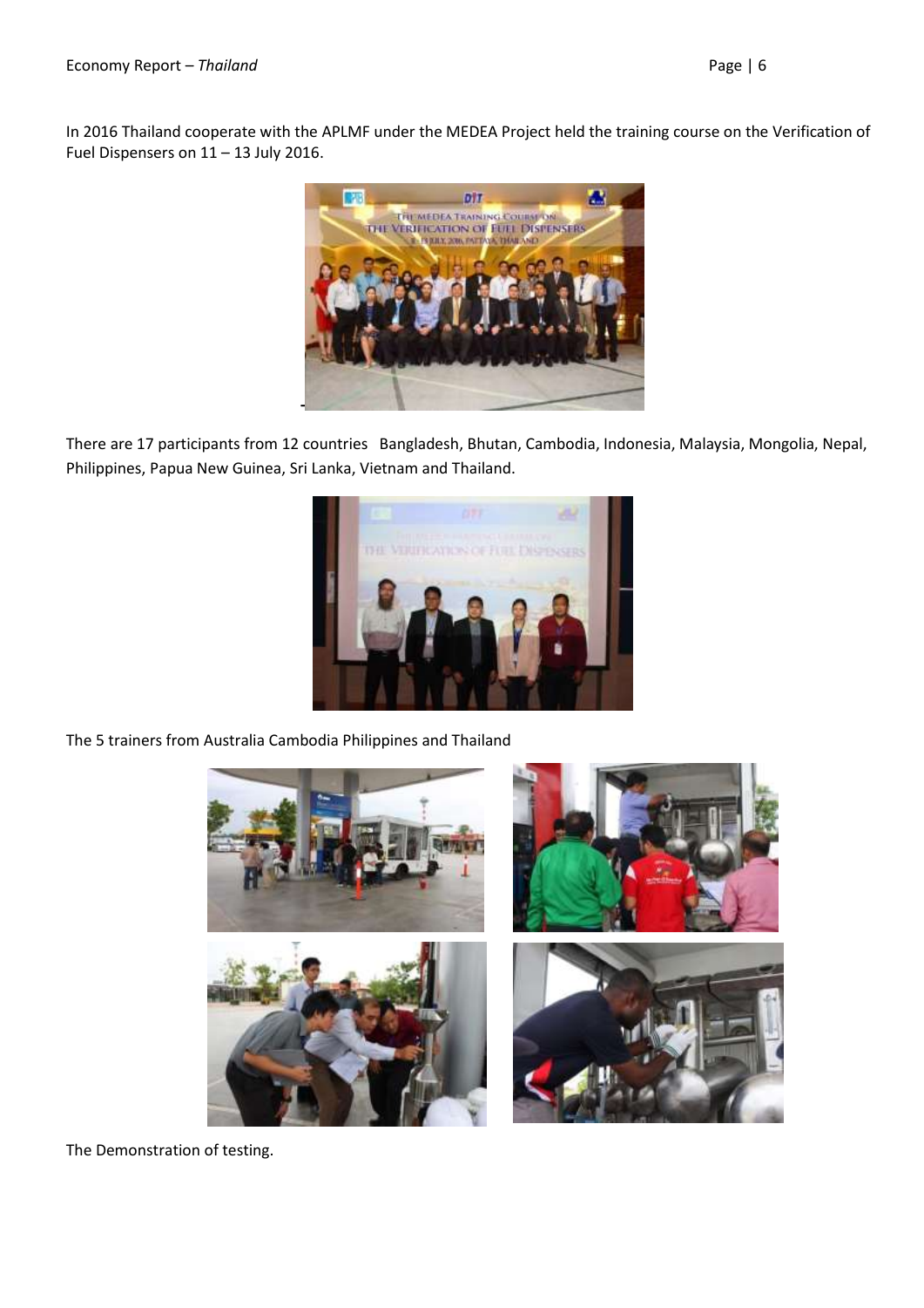In 2016 Thailand cooperate with the APLMF under the MEDEA Project held the training course on the Verification of Fuel Dispensers on 11 – 13 July 2016.

There are 17 participants from 12 countries  Bangladesh, Bhutan, Cambodia, Indonesia, Malaysia, Mongolia, Nepal, Philippines, Papua New Guinea, Sri Lanka, Vietnam and Thailand.

The 5 trainers from Australia Cambodia Philippines and Thailand

The Demonstration of testing.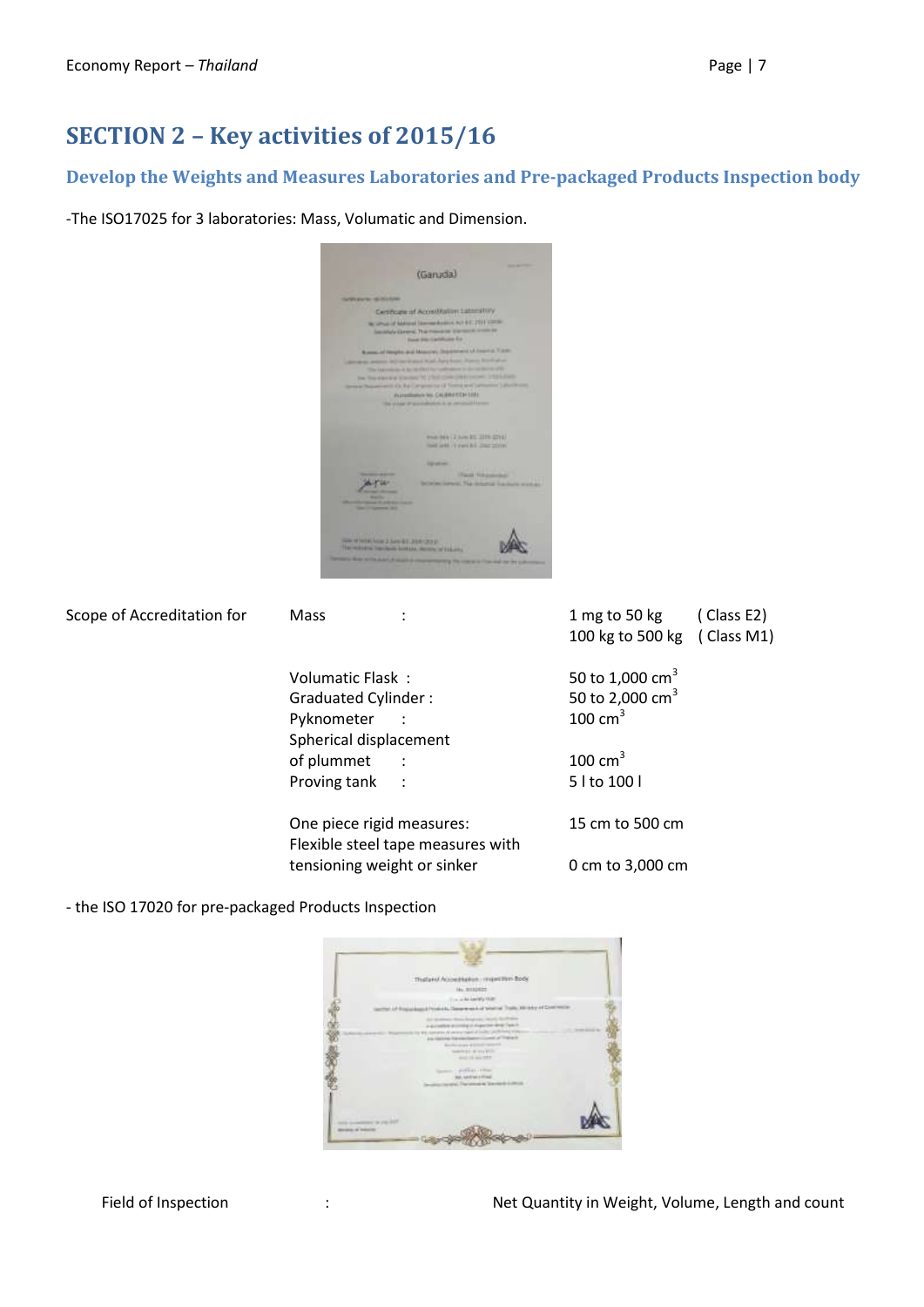# SECTION 2 – Key activities of 2015/16

## Develop the Weights and Measures Laboratories and Pre-packaged Products Inspection body

-The ISO17025 for 3 laboratories: Mass, Volumatic and Dimension.

| Scope of Accreditation for | | | |
|---|---|---|---|
| | Mass : | 1 mg to 50 kg | ( Class E2) |
| | | 100 kg to 500 kg | ( Class M1) |
| | Volumatic Flask : | 50 to 1,000 $cm^3$ | |
| | Graduated Cylinder : | 50 to 2,000 $cm^3$ | |
| | Pyknometer : | 100 $cm^3$ | |
| | Spherical displacement of plummet : | 100 $cm^3$ | |
| | Proving tank : | 5 l to 100 l | |
| | One piece rigid measures: | 15 cm to 500 cm | |
| | Flexible steel tape measures with tensioning weight or sinker | 0 cm to 3,000 cm | |

- the ISO 17020 for pre-packaged Products Inspection

Field of Inspection : Net Quantity in Weight, Volume, Length and count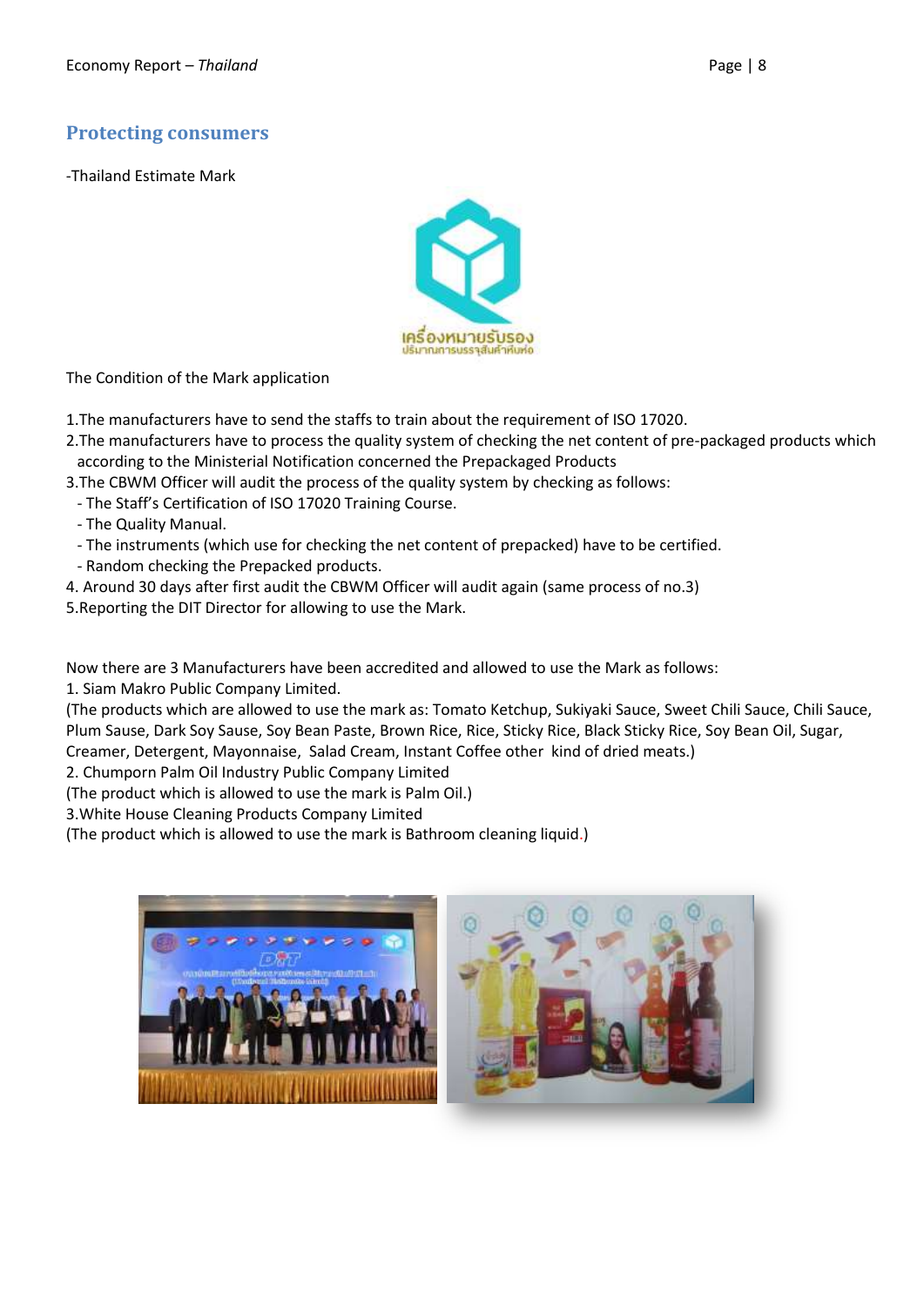## Protecting consumers

-Thailand Estimate Mark

The Condition of the Mark application

1.The manufacturers have to send the staffs to train about the requirement of ISO 17020.
2.The manufacturers have to process the quality system of checking the net content of pre-packaged products which according to the Ministerial Notification concerned the Prepackaged Products
3.The CBWM Officer will audit the process of the quality system by checking as follows:
  - The Staff's Certification of ISO 17020 Training Course.
  - The Quality Manual.
  - The instruments (which use for checking the net content of prepacked) have to be certified.
  - Random checking the Prepacked products.
4. Around 30 days after first audit the CBWM Officer will audit again (same process of no.3)
5.Reporting the DIT Director for allowing to use the Mark.

Now there are 3 Manufacturers have been accredited and allowed to use the Mark as follows:
1. Siam Makro Public Company Limited.
(The products which are allowed to use the mark as: Tomato Ketchup, Sukiyaki Sauce, Sweet Chili Sauce, Chili Sauce, Plum Sause, Dark Soy Sause, Soy Bean Paste, Brown Rice, Rice, Sticky Rice, Black Sticky Rice, Soy Bean Oil, Sugar, Creamer, Detergent, Mayonnaise, Salad Cream, Instant Coffee other kind of dried meats.)
2. Chumporn Palm Oil Industry Public Company Limited
(The product which is allowed to use the mark is Palm Oil.)
3.White House Cleaning Products Company Limited
(The product which is allowed to use the mark is Bathroom cleaning liquid.)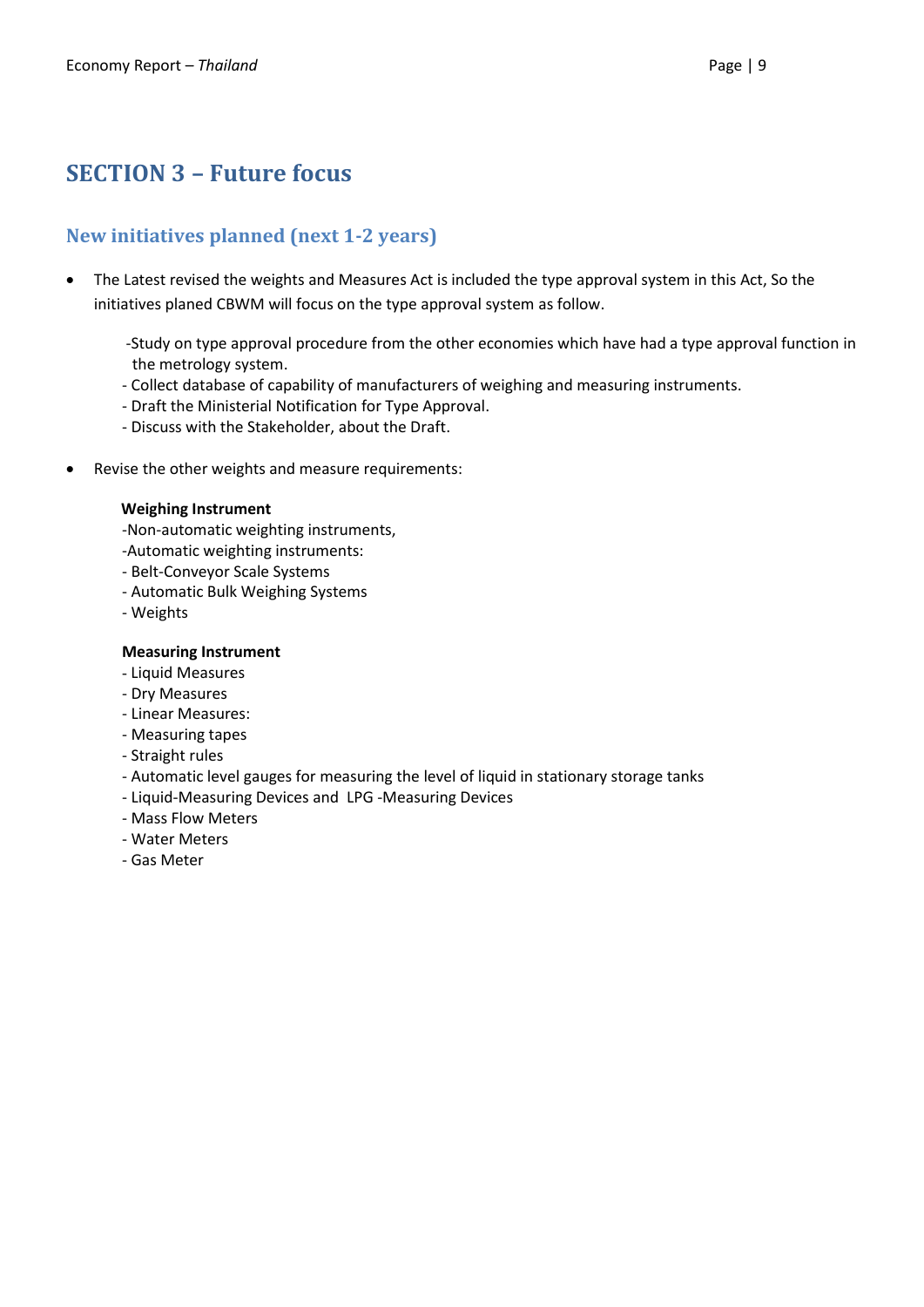# SECTION 3 – Future focus

## New initiatives planned (next 1-2 years)

- The Latest revised the weights and Measures Act is included the type approval system in this Act, So the initiatives planed CBWM will focus on the type approval system as follow.

  -Study on type approval procedure from the other economies which have had a type approval function in the metrology system.
  - Collect database of capability of manufacturers of weighing and measuring instruments.
  - Draft the Ministerial Notification for Type Approval.
  - Discuss with the Stakeholder, about the Draft.

- Revise the other weights and measure requirements:

  **Weighing Instrument**
  -Non-automatic weighting instruments,
  -Automatic weighting instruments:
  - Belt-Conveyor Scale Systems
  - Automatic Bulk Weighing Systems
  - Weights

  **Measuring Instrument**
  - Liquid Measures
  - Dry Measures
  - Linear Measures:
  - Measuring tapes
  - Straight rules
  - Automatic level gauges for measuring the level of liquid in stationary storage tanks
  - Liquid-Measuring Devices and LPG -Measuring Devices
  - Mass Flow Meters
  - Water Meters
  - Gas Meter